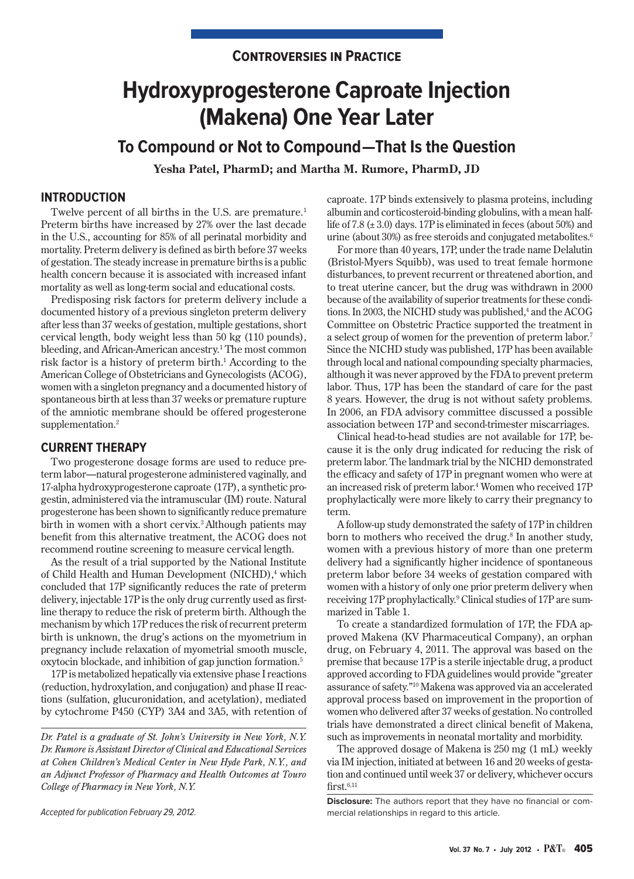**CONTROVERSIES IN PRACTICE**

# Hydroxyprogesterone Caproate Injection (Makena) One Year Later

## To Compound or Not to Compound—That Is the Question

**Yesha Patel, PharmD; and Martha M. Rumore, PharmD, JD**

## INTRODUCTION

Twelve percent of all births in the U.S. are premature.[1] Preterm births have increased by 27% over the last decade in the U.S., accounting for 85% of all perinatal morbidity and mortality. Preterm delivery is defined as birth before 37 weeks of gestation. The steady increase in premature births is a public health concern because it is associated with increased infant mortality as well as long-term social and educational costs.

Predisposing risk factors for preterm delivery include a documented history of a previous singleton preterm delivery after less than 37 weeks of gestation, multiple gestations, short cervical length, body weight less than 50 kg (110 pounds), bleeding, and African-American ancestry.[1] The most common risk factor is a history of preterm birth.[1] According to the American College of Obstetricians and Gynecologists (ACOG), women with a singleton pregnancy and a documented history of spontaneous birth at less than 37 weeks or premature rupture of the amniotic membrane should be offered progesterone supplementation.[2]

## CURRENT THERAPY

Two progesterone dosage forms are used to reduce preterm labor—natural progesterone administered vaginally, and 17-alpha hydroxyprogesterone caproate (17P), a synthetic progestin, administered via the intramuscular (IM) route. Natural progesterone has been shown to significantly reduce premature birth in women with a short cervix.[3] Although patients may benefit from this alternative treatment, the ACOG does not recommend routine screening to measure cervical length.

As the result of a trial supported by the National Institute of Child Health and Human Development (NICHD),[4] which concluded that 17P significantly reduces the rate of preterm delivery, injectable 17P is the only drug currently used as first-line therapy to reduce the risk of preterm birth. Although the mechanism by which 17P reduces the risk of recurrent preterm birth is unknown, the drug's actions on the myometrium in pregnancy include relaxation of myometrial smooth muscle, oxytocin blockade, and inhibition of gap junction formation.[5]

17P is metabolized hepatically via extensive phase I reactions (reduction, hydroxylation, and conjugation) and phase II reactions (sulfation, glucuronidation, and acetylation), mediated by cytochrome P450 (CYP) 3A4 and 3A5, with retention of caproate. 17P binds extensively to plasma proteins, including albumin and corticosteroid-binding globulins, with a mean half-life of 7.8 (± 3.0) days. 17P is eliminated in feces (about 50%) and urine (about 30%) as free steroids and conjugated metabolites.[6]

For more than 40 years, 17P, under the trade name Delalutin (Bristol-Myers Squibb), was used to treat female hormone disturbances, to prevent recurrent or threatened abortion, and to treat uterine cancer, but the drug was withdrawn in 2000 because of the availability of superior treatments for these conditions. In 2003, the NICHD study was published,[4] and the ACOG Committee on Obstetric Practice supported the treatment in a select group of women for the prevention of preterm labor.[7] Since the NICHD study was published, 17P has been available through local and national compounding specialty pharmacies, although it was never approved by the FDA to prevent preterm labor. Thus, 17P has been the standard of care for the past 8 years. However, the drug is not without safety problems. In 2006, an FDA advisory committee discussed a possible association between 17P and second-trimester miscarriages.

Clinical head-to-head studies are not available for 17P, because it is the only drug indicated for reducing the risk of preterm labor. The landmark trial by the NICHD demonstrated the efficacy and safety of 17P in pregnant women who were at an increased risk of preterm labor.[4] Women who received 17P prophylactically were more likely to carry their pregnancy to term.

A follow-up study demonstrated the safety of 17P in children born to mothers who received the drug.[8] In another study, women with a previous history of more than one preterm delivery had a significantly higher incidence of spontaneous preterm labor before 34 weeks of gestation compared with women with a history of only one prior preterm delivery when receiving 17P prophylactically.[9] Clinical studies of 17P are summarized in Table 1.

To create a standardized formulation of 17P, the FDA approved Makena (KV Pharmaceutical Company), an orphan drug, on February 4, 2011. The approval was based on the premise that because 17P is a sterile injectable drug, a product approved according to FDA guidelines would provide "greater assurance of safety."[10] Makena was approved via an accelerated approval process based on improvement in the proportion of women who delivered after 37 weeks of gestation. No controlled trials have demonstrated a direct clinical benefit of Makena, such as improvements in neonatal mortality and morbidity.

The approved dosage of Makena is 250 mg (1 mL) weekly via IM injection, initiated at between 16 and 20 weeks of gestation and continued until week 37 or delivery, whichever occurs first.[6,11]

*Dr. Patel is a graduate of St. John's University in New York, N.Y. Dr. Rumore is Assistant Director of Clinical and Educational Services at Cohen Children's Medical Center in New Hyde Park, N.Y., and an Adjunct Professor of Pharmacy and Health Outcomes at Touro College of Pharmacy in New York, N.Y.*

*Accepted for publication February 29, 2012.*

**Disclosure:** The authors report that they have no financial or commercial relationships in regard to this article.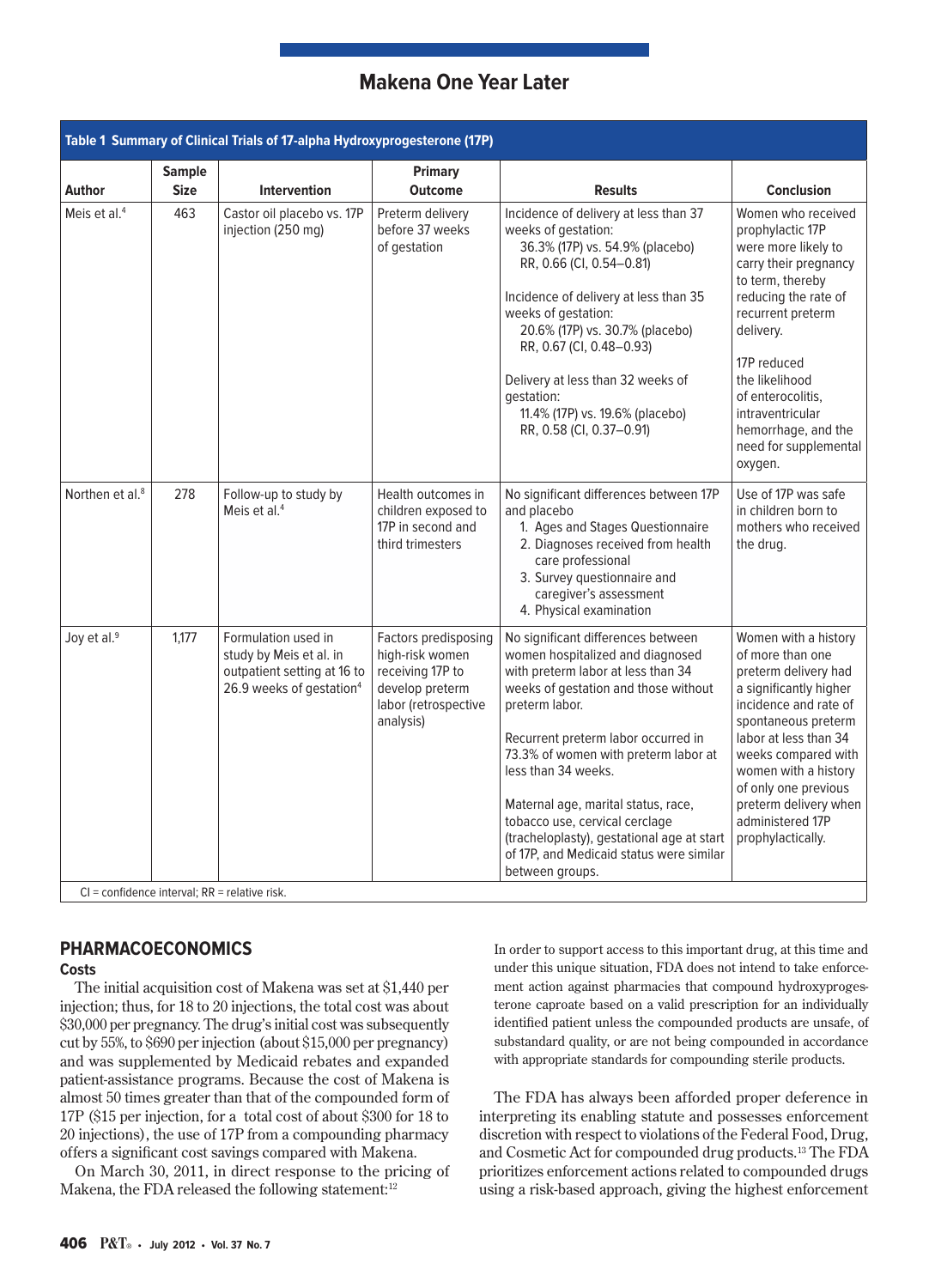## Makena One Year Later

**Table 1 Summary of Clinical Trials of 17-alpha Hydroxyprogesterone (17P)**

| Author | Sample Size | Intervention | Primary Outcome | Results | Conclusion |
|---|---|---|---|---|---|
| Meis et al.[4] | 463 | Castor oil placebo vs. 17P injection (250 mg) | Preterm delivery before 37 weeks of gestation | Incidence of delivery at less than 37 weeks of gestation: 36.3% (17P) vs. 54.9% (placebo) RR, 0.66 (CI, 0.54–0.81) <br><br> Incidence of delivery at less than 35 weeks of gestation: 20.6% (17P) vs. 30.7% (placebo) RR, 0.67 (CI, 0.48–0.93) <br><br> Delivery at less than 32 weeks of gestation: 11.4% (17P) vs. 19.6% (placebo) RR, 0.58 (CI, 0.37–0.91) | Women who received prophylactic 17P were more likely to carry their pregnancy to term, thereby reducing the rate of recurrent preterm delivery. <br><br> 17P reduced the likelihood of enterocolitis, intraventricular hemorrhage, and the need for supplemental oxygen. |
| Northen et al.[8] | 278 | Follow-up to study by Meis et al.[4] | Health outcomes in children exposed to 17P in second and third trimesters | No significant differences between 17P and placebo <br> 1. Ages and Stages Questionnaire <br> 2. Diagnoses received from health care professional <br> 3. Survey questionnaire and caregiver's assessment <br> 4. Physical examination | Use of 17P was safe in children born to mothers who received the drug. |
| Joy et al.[9] | 1,177 | Formulation used in study by Meis et al. in outpatient setting at 16 to 26.9 weeks of gestation[4] | Factors predisposing high-risk women receiving 17P to develop preterm labor (retrospective analysis) | No significant differences between women hospitalized and diagnosed with preterm labor at less than 34 weeks of gestation and those without preterm labor. <br><br> Recurrent preterm labor occurred in 73.3% of women with preterm labor at less than 34 weeks. <br><br> Maternal age, marital status, race, tobacco use, cervical cerclage (tracheloplasty), gestational age at start of 17P, and Medicaid status were similar between groups. | Women with a history of more than one preterm delivery had a significantly higher incidence and rate of spontaneous preterm labor at less than 34 weeks compared with women with a history of only one previous preterm delivery when administered 17P prophylactically. |

CI = confidence interval; RR = relative risk.

## PHARMACOECONOMICS

### Costs

The initial acquisition cost of Makena was set at $1,440 per injection; thus, for 18 to 20 injections, the total cost was about $30,000 per pregnancy. The drug's initial cost was subsequently cut by 55%, to $690 per injection (about $15,000 per pregnancy) and was supplemented by Medicaid rebates and expanded patient-assistance programs. Because the cost of Makena is almost 50 times greater than that of the compounded form of 17P ($15 per injection, for a total cost of about $300 for 18 to 20 injections), the use of 17P from a compounding pharmacy offers a significant cost savings compared with Makena.

On March 30, 2011, in direct response to the pricing of Makena, the FDA released the following statement:[12]

> In order to support access to this important drug, at this time and under this unique situation, FDA does not intend to take enforcement action against pharmacies that compound hydroxyprogesterone caproate based on a valid prescription for an individually identified patient unless the compounded products are unsafe, of substandard quality, or are not being compounded in accordance with appropriate standards for compounding sterile products.

The FDA has always been afforded proper deference in interpreting its enabling statute and possesses enforcement discretion with respect to violations of the Federal Food, Drug, and Cosmetic Act for compounded drug products.[13] The FDA prioritizes enforcement actions related to compounded drugs using a risk-based approach, giving the highest enforcement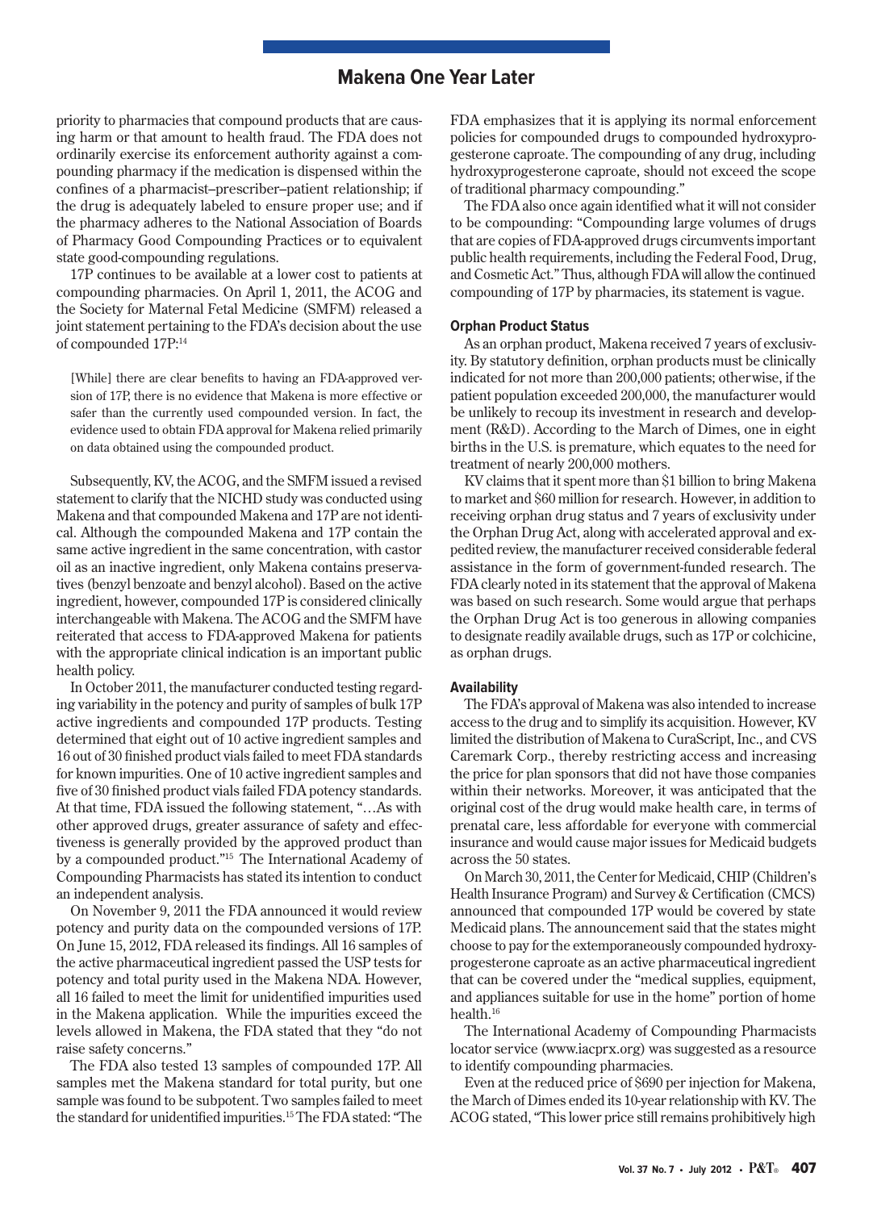priority to pharmacies that compound products that are causing harm or that amount to health fraud. The FDA does not ordinarily exercise its enforcement authority against a compounding pharmacy if the medication is dispensed within the confines of a pharmacist–prescriber–patient relationship; if the drug is adequately labeled to ensure proper use; and if the pharmacy adheres to the National Association of Boards of Pharmacy Good Compounding Practices or to equivalent state good-compounding regulations.

17P continues to be available at a lower cost to patients at compounding pharmacies. On April 1, 2011, the ACOG and the Society for Maternal Fetal Medicine (SMFM) released a joint statement pertaining to the FDA's decision about the use of compounded 17P:[14]

> [While] there are clear benefits to having an FDA-approved version of 17P, there is no evidence that Makena is more effective or safer than the currently used compounded version. In fact, the evidence used to obtain FDA approval for Makena relied primarily on data obtained using the compounded product.

Subsequently, KV, the ACOG, and the SMFM issued a revised statement to clarify that the NICHD study was conducted using Makena and that compounded Makena and 17P are not identical. Although the compounded Makena and 17P contain the same active ingredient in the same concentration, with castor oil as an inactive ingredient, only Makena contains preservatives (benzyl benzoate and benzyl alcohol). Based on the active ingredient, however, compounded 17P is considered clinically interchangeable with Makena. The ACOG and the SMFM have reiterated that access to FDA-approved Makena for patients with the appropriate clinical indication is an important public health policy.

In October 2011, the manufacturer conducted testing regarding variability in the potency and purity of samples of bulk 17P active ingredients and compounded 17P products. Testing determined that eight out of 10 active ingredient samples and 16 out of 30 finished product vials failed to meet FDA standards for known impurities. One of 10 active ingredient samples and five of 30 finished product vials failed FDA potency standards. At that time, FDA issued the following statement, "…As with other approved drugs, greater assurance of safety and effectiveness is generally provided by the approved product than by a compounded product."[15] The International Academy of Compounding Pharmacists has stated its intention to conduct an independent analysis.

On November 9, 2011 the FDA announced it would review potency and purity data on the compounded versions of 17P. On June 15, 2012, FDA released its findings. All 16 samples of the active pharmaceutical ingredient passed the USP tests for potency and total purity used in the Makena NDA. However, all 16 failed to meet the limit for unidentified impurities used in the Makena application. While the impurities exceed the levels allowed in Makena, the FDA stated that they "do not raise safety concerns."

The FDA also tested 13 samples of compounded 17P. All samples met the Makena standard for total purity, but one sample was found to be subpotent. Two samples failed to meet the standard for unidentified impurities.[15] The FDA stated: "The FDA emphasizes that it is applying its normal enforcement policies for compounded drugs to compounded hydroxyprogesterone caproate. The compounding of any drug, including hydroxyprogesterone caproate, should not exceed the scope of traditional pharmacy compounding."

The FDA also once again identified what it will not consider to be compounding: "Compounding large volumes of drugs that are copies of FDA-approved drugs circumvents important public health requirements, including the Federal Food, Drug, and Cosmetic Act." Thus, although FDA will allow the continued compounding of 17P by pharmacies, its statement is vague.

#### Orphan Product Status

As an orphan product, Makena received 7 years of exclusivity. By statutory definition, orphan products must be clinically indicated for not more than 200,000 patients; otherwise, if the patient population exceeded 200,000, the manufacturer would be unlikely to recoup its investment in research and development (R&D). According to the March of Dimes, one in eight births in the U.S. is premature, which equates to the need for treatment of nearly 200,000 mothers.

KV claims that it spent more than $1 billion to bring Makena to market and $60 million for research. However, in addition to receiving orphan drug status and 7 years of exclusivity under the Orphan Drug Act, along with accelerated approval and expedited review, the manufacturer received considerable federal assistance in the form of government-funded research. The FDA clearly noted in its statement that the approval of Makena was based on such research. Some would argue that perhaps the Orphan Drug Act is too generous in allowing companies to designate readily available drugs, such as 17P or colchicine, as orphan drugs.

#### Availability

The FDA's approval of Makena was also intended to increase access to the drug and to simplify its acquisition. However, KV limited the distribution of Makena to CuraScript, Inc., and CVS Caremark Corp., thereby restricting access and increasing the price for plan sponsors that did not have those companies within their networks. Moreover, it was anticipated that the original cost of the drug would make health care, in terms of prenatal care, less affordable for everyone with commercial insurance and would cause major issues for Medicaid budgets across the 50 states.

On March 30, 2011, the Center for Medicaid, CHIP (Children's Health Insurance Program) and Survey & Certification (CMCS) announced that compounded 17P would be covered by state Medicaid plans. The announcement said that the states might choose to pay for the extemporaneously compounded hydroxyprogesterone caproate as an active pharmaceutical ingredient that can be covered under the "medical supplies, equipment, and appliances suitable for use in the home" portion of home health.[16]

The International Academy of Compounding Pharmacists locator service (www.iacprx.org) was suggested as a resource to identify compounding pharmacies.

Even at the reduced price of $690 per injection for Makena, the March of Dimes ended its 10-year relationship with KV. The ACOG stated, "This lower price still remains prohibitively high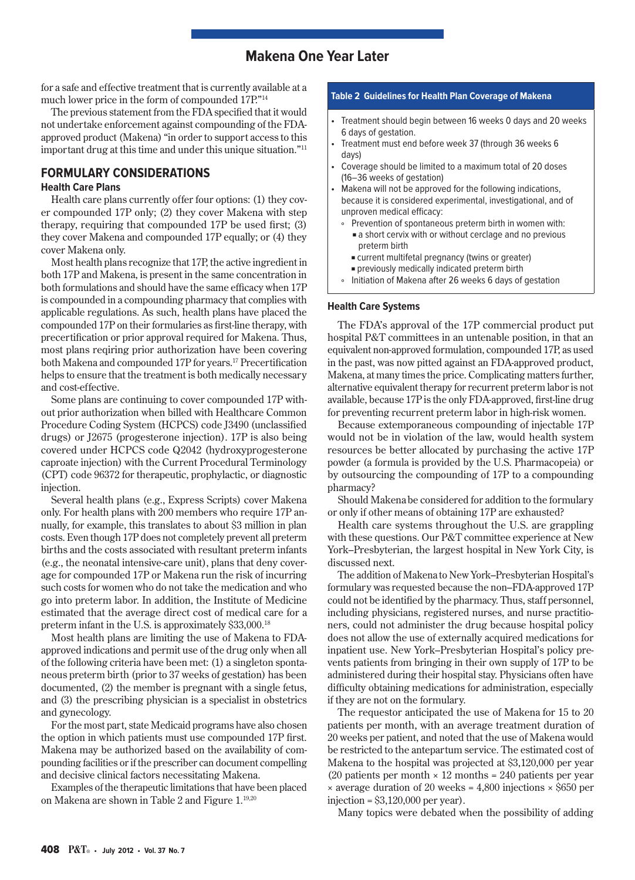for a safe and effective treatment that is currently available at a much lower price in the form of compounded 17P."[14]

The previous statement from the FDA specified that it would not undertake enforcement against compounding of the FDA-approved product (Makena) "in order to support access to this important drug at this time and under this unique situation."[11]

## FORMULARY CONSIDERATIONS

### Health Care Plans

Health care plans currently offer four options: (1) they cover compounded 17P only; (2) they cover Makena with step therapy, requiring that compounded 17P be used first; (3) they cover Makena and compounded 17P equally; or (4) they cover Makena only.

Most health plans recognize that 17P, the active ingredient in both 17P and Makena, is present in the same concentration in both formulations and should have the same efficacy when 17P is compounded in a compounding pharmacy that complies with applicable regulations. As such, health plans have placed the compounded 17P on their formularies as first-line therapy, with precertification or prior approval required for Makena. Thus, most plans reqiring prior authorization have been covering both Makena and compounded 17P for years.[17] Precertification helps to ensure that the treatment is both medically necessary and cost-effective.

Some plans are continuing to cover compounded 17P without prior authorization when billed with Healthcare Common Procedure Coding System (HCPCS) code J3490 (unclassified drugs) or J2675 (progesterone injection). 17P is also being covered under HCPCS code Q2042 (hydroxyprogesterone caproate injection) with the Current Procedural Terminology (CPT) code 96372 for therapeutic, prophylactic, or diagnostic injection.

Several health plans (e.g., Express Scripts) cover Makena only. For health plans with 200 members who require 17P annually, for example, this translates to about $3 million in plan costs. Even though 17P does not completely prevent all preterm births and the costs associated with resultant preterm infants (e.g., the neonatal intensive-care unit), plans that deny coverage for compounded 17P or Makena run the risk of incurring such costs for women who do not take the medication and who go into preterm labor. In addition, the Institute of Medicine estimated that the average direct cost of medical care for a preterm infant in the U.S. is approximately $33,000.[18]

Most health plans are limiting the use of Makena to FDA-approved indications and permit use of the drug only when all of the following criteria have been met: (1) a singleton spontaneous preterm birth (prior to 37 weeks of gestation) has been documented, (2) the member is pregnant with a single fetus, and (3) the prescribing physician is a specialist in obstetrics and gynecology.

For the most part, state Medicaid programs have also chosen the option in which patients must use compounded 17P first. Makena may be authorized based on the availability of compounding facilities or if the prescriber can document compelling and decisive clinical factors necessitating Makena.

Examples of the therapeutic limitations that have been placed on Makena are shown in Table 2 and Figure 1.[19,20]

**Table 2 Guidelines for Health Plan Coverage of Makena**

- Treatment should begin between 16 weeks 0 days and 20 weeks 6 days of gestation.
- Treatment must end before week 37 (through 36 weeks 6 days)
- Coverage should be limited to a maximum total of 20 doses (16–36 weeks of gestation)
- Makena will not be approved for the following indications, because it is considered experimental, investigational, and of unproven medical efficacy:
  - Prevention of spontaneous preterm birth in women with:
    - a short cervix with or without cerclage and no previous preterm birth
    - current multifetal pregnancy (twins or greater)
    - previously medically indicated preterm birth
  - Initiation of Makena after 26 weeks 6 days of gestation

### Health Care Systems

The FDA's approval of the 17P commercial product put hospital P&T committees in an untenable position, in that an equivalent non-approved formulation, compounded 17P, as used in the past, was now pitted against an FDA-approved product, Makena, at many times the price. Complicating matters further, alternative equivalent therapy for recurrent preterm labor is not available, because 17P is the only FDA-approved, first-line drug for preventing recurrent preterm labor in high-risk women.

Because extemporaneous compounding of injectable 17P would not be in violation of the law, would health system resources be better allocated by purchasing the active 17P powder (a formula is provided by the U.S. Pharmacopeia) or by outsourcing the compounding of 17P to a compounding pharmacy?

Should Makena be considered for addition to the formulary or only if other means of obtaining 17P are exhausted?

Health care systems throughout the U.S. are grappling with these questions. Our P&T committee experience at New York–Presbyterian, the largest hospital in New York City, is discussed next.

The addition of Makena to New York–Presbyterian Hospital's formulary was requested because the non–FDA-approved 17P could not be identified by the pharmacy. Thus, staff personnel, including physicians, registered nurses, and nurse practitioners, could not administer the drug because hospital policy does not allow the use of externally acquired medications for inpatient use. New York–Presbyterian Hospital's policy prevents patients from bringing in their own supply of 17P to be administered during their hospital stay. Physicians often have difficulty obtaining medications for administration, especially if they are not on the formulary.

The requestor anticipated the use of Makena for 15 to 20 patients per month, with an average treatment duration of 20 weeks per patient, and noted that the use of Makena would be restricted to the antepartum service. The estimated cost of Makena to the hospital was projected at $3,120,000 per year (20 patients per month × 12 months = 240 patients per year × average duration of 20 weeks = 4,800 injections × $650 per injection = $3,120,000 per year).

Many topics were debated when the possibility of adding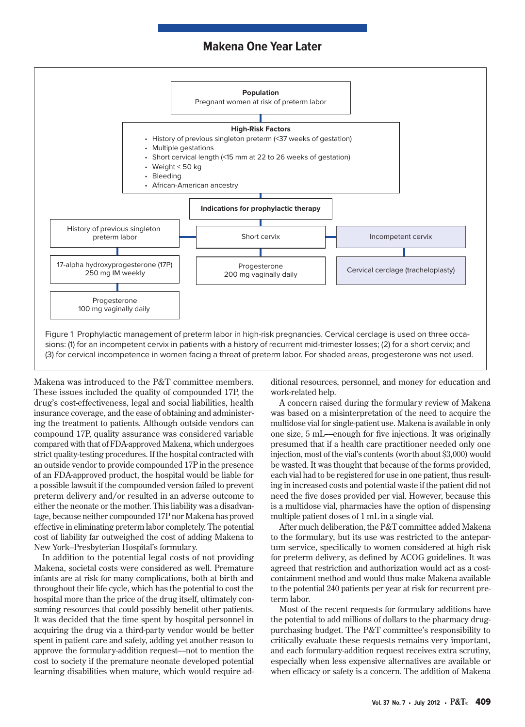## Makena One Year Later

**Population**
Pregnant women at risk of preterm labor

**High-Risk Factors**
- History of previous singleton preterm (<37 weeks of gestation)
- Multiple gestations
- Short cervical length (<15 mm at 22 to 26 weeks of gestation)
- Weight < 50 kg
- Bleeding
- African-American ancestry

**Indications for prophylactic therapy**

| History of previous singleton preterm labor | Short cervix | Incompetent cervix |
|---|---|---|
| 17-alpha hydroxyprogesterone (17P) 250 mg IM weekly | Progesterone 200 mg vaginally daily | Cervical cerclage (tracheloplasty) |
| Progesterone 100 mg vaginally daily | | |

Figure 1 Prophylactic management of preterm labor in high-risk pregnancies. Cervical cerclage is used on three occasions: (1) for an incompetent cervix in patients with a history of recurrent mid-trimester losses; (2) for a short cervix; and (3) for cervical incompetence in women facing a threat of preterm labor. For shaded areas, progesterone was not used.

Makena was introduced to the P&T committee members. These issues included the quality of compounded 17P, the drug's cost-effectiveness, legal and social liabilities, health insurance coverage, and the ease of obtaining and administering the treatment to patients. Although outside vendors can compound 17P, quality assurance was considered variable compared with that of FDA-approved Makena, which undergoes strict quality-testing procedures. If the hospital contracted with an outside vendor to provide compounded 17P in the place of an FDA-approved product, the hospital would be liable for a possible lawsuit if the compounded version failed to prevent preterm delivery and/or resulted in an adverse outcome to either the neonate or the mother. This liability was a disadvantage, because neither compounded 17P nor Makena has proved effective in eliminating preterm labor completely. The potential cost of liability far outweighed the cost of adding Makena to New York–Presbyterian Hospital's formulary.

In addition to the potential legal costs of not providing Makena, societal costs were considered as well. Premature infants are at risk for many complications, both at birth and throughout their life cycle, which has the potential to cost the hospital more than the price of the drug itself, ultimately consuming resources that could possibly benefit other patients. It was decided that the time spent by hospital personnel in acquiring the drug via a third-party vendor would be better spent in patient care and safety, adding yet another reason to approve the formulary-addition request—not to mention the cost to society if the premature neonate developed potential learning disabilities when mature, which would require additional resources, personnel, and money for education and work-related help.

A concern raised during the formulary review of Makena was based on a misinterpretation of the need to acquire the multidose vial for single-patient use. Makena is available in only one size, 5 mL—enough for five injections. It was originally presumed that if a health care practitioner needed only one injection, most of the vial's contents (worth about $3,000) would be wasted. It was thought that because of the forms provided, each vial had to be registered for use in one patient, thus resulting in increased costs and potential waste if the patient did not need the five doses provided per vial. However, because this is a multidose vial, pharmacies have the option of dispensing multiple patient doses of 1 mL in a single vial.

After much deliberation, the P&T committee added Makena to the formulary, but its use was restricted to the antepartum service, specifically to women considered at high risk for preterm delivery, as defined by ACOG guidelines. It was agreed that restriction and authorization would act as a cost-containment method and would thus make Makena available to the potential 240 patients per year at risk for recurrent preterm labor.

Most of the recent requests for formulary additions have the potential to add millions of dollars to the pharmacy drug-purchasing budget. The P&T committee's responsibility to critically evaluate these requests remains very important, and each formulary-addition request receives extra scrutiny, especially when less expensive alternatives are available or when efficacy or safety is a concern. The addition of Makena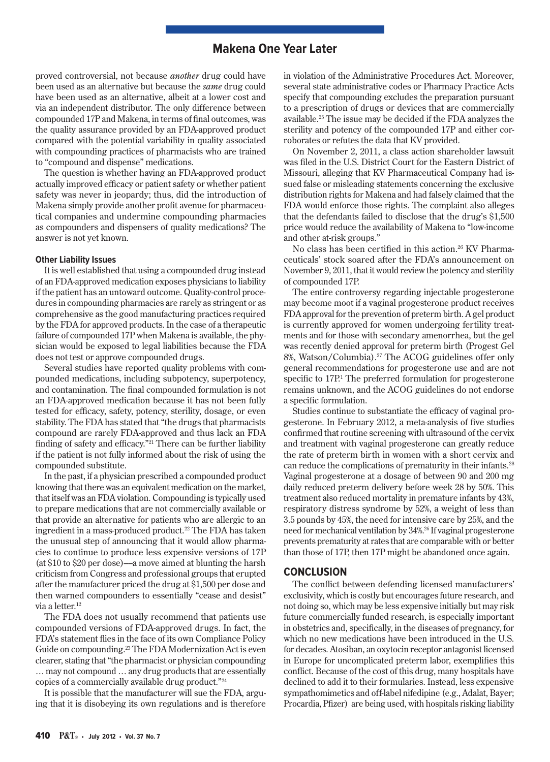proved controversial, not because *another* drug could have been used as an alternative but because the *same* drug could have been used as an alternative, albeit at a lower cost and via an independent distributor. The only difference between compounded 17P and Makena, in terms of final outcomes, was the quality assurance provided by an FDA-approved product compared with the potential variability in quality associated with compounding practices of pharmacists who are trained to "compound and dispense" medications.

The question is whether having an FDA-approved product actually improved efficacy or patient safety or whether patient safety was never in jeopardy; thus, did the introduction of Makena simply provide another profit avenue for pharmaceutical companies and undermine compounding pharmacies as compounders and dispensers of quality medications? The answer is not yet known.

#### Other Liability Issues

It is well established that using a compounded drug instead of an FDA-approved medication exposes physicians to liability if the patient has an untoward outcome. Quality-control procedures in compounding pharmacies are rarely as stringent or as comprehensive as the good manufacturing practices required by the FDA for approved products. In the case of a therapeutic failure of compounded 17P when Makena is available, the physician would be exposed to legal liabilities because the FDA does not test or approve compounded drugs.

Several studies have reported quality problems with compounded medications, including subpotency, superpotency, and contamination. The final compounded formulation is not an FDA-approved medication because it has not been fully tested for efficacy, safety, potency, sterility, dosage, or even stability. The FDA has stated that "the drugs that pharmacists compound are rarely FDA-approved and thus lack an FDA finding of safety and efficacy."[21] There can be further liability if the patient is not fully informed about the risk of using the compounded substitute.

In the past, if a physician prescribed a compounded product knowing that there was an equivalent medication on the market, that itself was an FDA violation. Compounding is typically used to prepare medications that are not commercially available or that provide an alternative for patients who are allergic to an ingredient in a mass-produced product.[22] The FDA has taken the unusual step of announcing that it would allow pharmacies to continue to produce less expensive versions of 17P (at $10 to $20 per dose)—a move aimed at blunting the harsh criticism from Congress and professional groups that erupted after the manufacturer priced the drug at $1,500 per dose and then warned compounders to essentially "cease and desist" via a letter.[12]

The FDA does not usually recommend that patients use compounded versions of FDA-approved drugs. In fact, the FDA's statement flies in the face of its own Compliance Policy Guide on compounding.[23] The FDA Modernization Act is even clearer, stating that "the pharmacist or physician compounding … may not compound … any drug products that are essentially copies of a commercially available drug product."[24]

It is possible that the manufacturer will sue the FDA, arguing that it is disobeying its own regulations and is therefore in violation of the Administrative Procedures Act. Moreover, several state administrative codes or Pharmacy Practice Acts specify that compounding excludes the preparation pursuant to a prescription of drugs or devices that are commercially available.[25] The issue may be decided if the FDA analyzes the sterility and potency of the compounded 17P and either corroborates or refutes the data that KV provided.

On November 2, 2011, a class action shareholder lawsuit was filed in the U.S. District Court for the Eastern District of Missouri, alleging that KV Pharmaceutical Company had issued false or misleading statements concerning the exclusive distribution rights for Makena and had falsely claimed that the FDA would enforce those rights. The complaint also alleges that the defendants failed to disclose that the drug's $1,500 price would reduce the availability of Makena to "low-income and other at-risk groups."

No class has been certified in this action.[26] KV Pharmaceuticals' stock soared after the FDA's announcement on November 9, 2011, that it would review the potency and sterility of compounded 17P.

The entire controversy regarding injectable progesterone may become moot if a vaginal progesterone product receives FDA approval for the prevention of preterm birth. A gel product is currently approved for women undergoing fertility treatments and for those with secondary amenorrhea, but the gel was recently denied approval for preterm birth (Progest Gel 8%, Watson/Columbia).[27] The ACOG guidelines offer only general recommendations for progesterone use and are not specific to 17P.[1] The preferred formulation for progesterone remains unknown, and the ACOG guidelines do not endorse a specific formulation.

Studies continue to substantiate the efficacy of vaginal progesterone. In February 2012, a meta-analysis of five studies confirmed that routine screening with ultrasound of the cervix and treatment with vaginal progesterone can greatly reduce the rate of preterm birth in women with a short cervix and can reduce the complications of prematurity in their infants.[28] Vaginal progesterone at a dosage of between 90 and 200 mg daily reduced preterm delivery before week 28 by 50%. This treatment also reduced mortality in premature infants by 43%, respiratory distress syndrome by 52%, a weight of less than 3.5 pounds by 45%, the need for intensive care by 25%, and the need for mechanical ventilation by 34%.[26] If vaginal progesterone prevents prematurity at rates that are comparable with or better than those of 17P, then 17P might be abandoned once again.

## CONCLUSION

The conflict between defending licensed manufacturers' exclusivity, which is costly but encourages future research, and not doing so, which may be less expensive initially but may risk future commercially funded research, is especially important in obstetrics and, specifically, in the diseases of pregnancy, for which no new medications have been introduced in the U.S. for decades. Atosiban, an oxytocin receptor antagonist licensed in Europe for uncomplicated preterm labor, exemplifies this conflict. Because of the cost of this drug, many hospitals have declined to add it to their formularies. Instead, less expensive sympathomimetics and off-label nifedipine (e.g., Adalat, Bayer; Procardia, Pfizer) are being used, with hospitals risking liability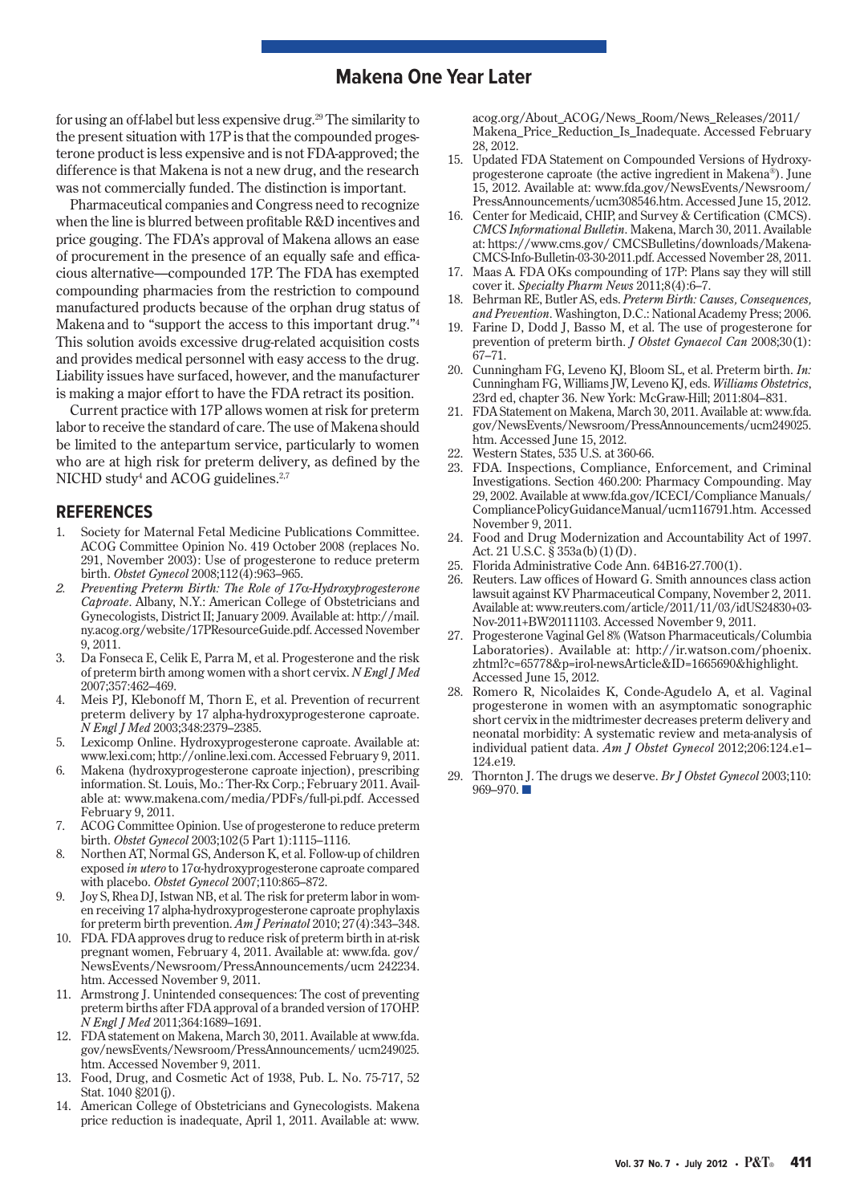for using an off-label but less expensive drug.[29] The similarity to the present situation with 17P is that the compounded progesterone product is less expensive and is not FDA-approved; the difference is that Makena is not a new drug, and the research was not commercially funded. The distinction is important.

Pharmaceutical companies and Congress need to recognize when the line is blurred between profitable R&D incentives and price gouging. The FDA's approval of Makena allows an ease of procurement in the presence of an equally safe and efficacious alternative—compounded 17P. The FDA has exempted compounding pharmacies from the restriction to compound manufactured products because of the orphan drug status of Makena and to "support the access to this important drug."[4] This solution avoids excessive drug-related acquisition costs and provides medical personnel with easy access to the drug. Liability issues have surfaced, however, and the manufacturer is making a major effort to have the FDA retract its position.

Current practice with 17P allows women at risk for preterm labor to receive the standard of care. The use of Makena should be limited to the antepartum service, particularly to women who are at high risk for preterm delivery, as defined by the NICHD study[4] and ACOG guidelines.[2,7]

## REFERENCES

1. Society for Maternal Fetal Medicine Publications Committee. ACOG Committee Opinion No. 419 October 2008 (replaces No. 291, November 2003): Use of progesterone to reduce preterm birth. *Obstet Gynecol* 2008;112(4):963–965.
2. *Preventing Preterm Birth: The Role of 17α-Hydroxyprogesterone Caproate*. Albany, N.Y.: American College of Obstetricians and Gynecologists, District II; January 2009. Available at: http://mail.ny.acog.org/website/17PResourceGuide.pdf. Accessed November 9, 2011.
3. Da Fonseca E, Celik E, Parra M, et al. Progesterone and the risk of preterm birth among women with a short cervix. *N Engl J Med* 2007;357:462–469.
4. Meis PJ, Klebonoff M, Thorn E, et al. Prevention of recurrent preterm delivery by 17 alpha-hydroxyprogesterone caproate. *N Engl J Med* 2003;348:2379–2385.
5. Lexicomp Online. Hydroxyprogesterone caproate. Available at: www.lexi.com; http://online.lexi.com. Accessed February 9, 2011.
6. Makena (hydroxyprogesterone caproate injection), prescribing information. St. Louis, Mo.: Ther-Rx Corp.; February 2011. Available at: www.makena.com/media/PDFs/full-pi.pdf. Accessed February 9, 2011.
7. ACOG Committee Opinion. Use of progesterone to reduce preterm birth. *Obstet Gynecol* 2003;102(5 Part 1):1115–1116.
8. Northen AT, Normal GS, Anderson K, et al. Follow-up of children exposed *in utero* to 17α-hydroxyprogesterone caproate compared with placebo. *Obstet Gynecol* 2007;110:865–872.
9. Joy S, Rhea DJ, Istwan NB, et al. The risk for preterm labor in women receiving 17 alpha-hydroxyprogesterone caproate prophylaxis for preterm birth prevention. *Am J Perinatol* 2010; 27(4):343–348.
10. FDA. FDA approves drug to reduce risk of preterm birth in at-risk pregnant women, February 4, 2011. Available at: www.fda.gov/NewsEvents/Newsroom/PressAnnouncements/ucm242234.htm. Accessed November 9, 2011.
11. Armstrong J. Unintended consequences: The cost of preventing preterm births after FDA approval of a branded version of 17OHP. *N Engl J Med* 2011;364:1689–1691.
12. FDA statement on Makena, March 30, 2011. Available at www.fda.gov/newsEvents/Newsroom/PressAnnouncements/ucm249025.htm. Accessed November 9, 2011.
13. Food, Drug, and Cosmetic Act of 1938, Pub. L. No. 75-717, 52 Stat. 1040 §201(j).
14. American College of Obstetricians and Gynecologists. Makena price reduction is inadequate, April 1, 2011. Available at: www.acog.org/About_ACOG/News_Room/News_Releases/2011/Makena_Price_Reduction_Is_Inadequate. Accessed February 28, 2012.
15. Updated FDA Statement on Compounded Versions of Hydroxyprogesterone caproate (the active ingredient in Makena®). June 15, 2012. Available at: www.fda.gov/NewsEvents/Newsroom/PressAnnouncements/ucm308546.htm. Accessed June 15, 2012.
16. Center for Medicaid, CHIP, and Survey & Certification (CMCS). *CMCS Informational Bulletin*. Makena, March 30, 2011. Available at: https://www.cms.gov/CMCSBulletins/downloads/Makena-CMCS-Info-Bulletin-03-30-2011.pdf. Accessed November 28, 2011.
17. Maas A. FDA OKs compounding of 17P: Plans say they will still cover it. *Specialty Pharm News* 2011;8(4):6–7.
18. Behrman RE, Butler AS, eds. *Preterm Birth: Causes, Consequences, and Prevention*. Washington, D.C.: National Academy Press; 2006.
19. Farine D, Dodd J, Basso M, et al. The use of progesterone for prevention of preterm birth. *J Obstet Gynaecol Can* 2008;30(1):67–71.
20. Cunningham FG, Leveno KJ, Bloom SL, et al. Preterm birth. *In:* Cunningham FG, Williams JW, Leveno KJ, eds. *Williams Obstetrics*, 23rd ed, chapter 36. New York: McGraw-Hill; 2011:804–831.
21. FDA Statement on Makena, March 30, 2011. Available at: www.fda.gov/NewsEvents/Newsroom/PressAnnouncements/ucm249025.htm. Accessed June 15, 2012.
22. Western States, 535 U.S. at 360-66.
23. FDA. Inspections, Compliance, Enforcement, and Criminal Investigations. Section 460.200: Pharmacy Compounding. May 29, 2002. Available at www.fda.gov/ICECI/Compliance Manuals/CompliancePolicyGuidanceManual/ucm116791.htm. Accessed November 9, 2011.
24. Food and Drug Modernization and Accountability Act of 1997. Act. 21 U.S.C. § 353a(b)(1)(D).
25. Florida Administrative Code Ann. 64B16-27.700(1).
26. Reuters. Law offices of Howard G. Smith announces class action lawsuit against KV Pharmaceutical Company, November 2, 2011. Available at: www.reuters.com/article/2011/11/03/idUS24830+03-Nov-2011+BW20111103. Accessed November 9, 2011.
27. Progesterone Vaginal Gel 8% (Watson Pharmaceuticals/Columbia Laboratories). Available at: http://ir.watson.com/phoenix.zhtml?c=65778&p=irol-newsArticle&ID=1665690&highlight. Accessed June 15, 2012.
28. Romero R, Nicolaides K, Conde-Agudelo A, et al. Vaginal progesterone in women with an asymptomatic sonographic short cervix in the midtrimester decreases preterm delivery and neonatal morbidity: A systematic review and meta-analysis of individual patient data. *Am J Obstet Gynecol* 2012;206:124.e1–124.e19.
29. Thornton J. The drugs we deserve. *Br J Obstet Gynecol* 2003;110:969–970. ■